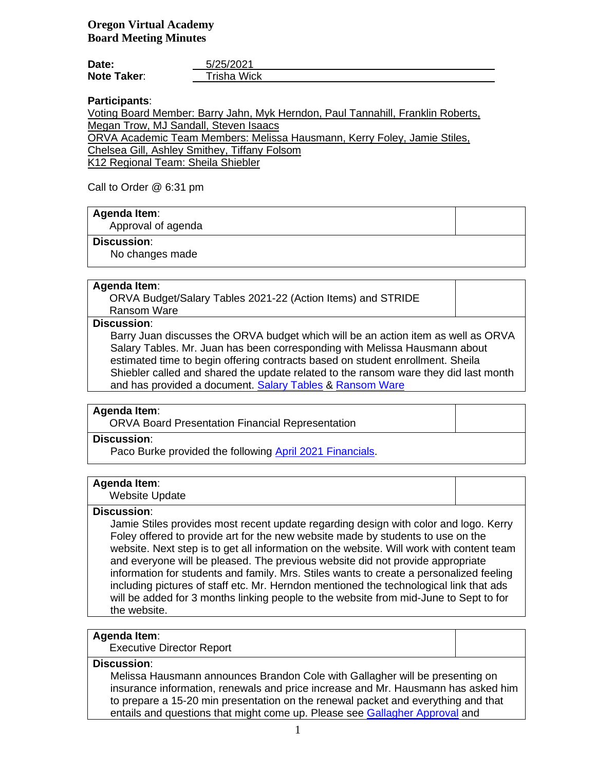**Oregon Virtual Academy**
**Board Meeting Minutes**

**Date:** 5/25/2021
**Note Taker**: Trisha Wick

**Participants**:
Voting Board Member: Barry Jahn, Myk Herndon, Paul Tannahill, Franklin Roberts, Megan Trow, MJ Sandall, Steven Isaacs
ORVA Academic Team Members: Melissa Hausmann, Kerry Foley, Jamie Stiles, Chelsea Gill, Ashley Smithey, Tiffany Folsom
K12 Regional Team: Sheila Shiebler

Call to Order @ 6:31 pm

**Agenda Item**:
Approval of agenda

**Discussion**:
No changes made

**Agenda Item**:
ORVA Budget/Salary Tables 2021-22 (Action Items) and STRIDE Ransom Ware

**Discussion**:
Barry Juan discusses the ORVA budget which will be an action item as well as ORVA Salary Tables. Mr. Juan has been corresponding with Melissa Hausmann about estimated time to begin offering contracts based on student enrollment. Sheila Shiebler called and shared the update related to the ransom ware they did last month and has provided a document. Salary Tables & Ransom Ware

**Agenda Item**:
ORVA Board Presentation Financial Representation

**Discussion**:
Paco Burke provided the following April 2021 Financials.

**Agenda Item**:
Website Update

**Discussion**:
Jamie Stiles provides most recent update regarding design with color and logo. Kerry Foley offered to provide art for the new website made by students to use on the website. Next step is to get all information on the website. Will work with content team and everyone will be pleased. The previous website did not provide appropriate information for students and family. Mrs. Stiles wants to create a personalized feeling including pictures of staff etc. Mr. Herndon mentioned the technological link that ads will be added for 3 months linking people to the website from mid-June to Sept to for the website.

**Agenda Item**:
Executive Director Report

**Discussion**:
Melissa Hausmann announces Brandon Cole with Gallagher will be presenting on insurance information, renewals and price increase and Mr. Hausmann has asked him to prepare a 15-20 min presentation on the renewal packet and everything and that entails and questions that might come up. Please see Gallagher Approval and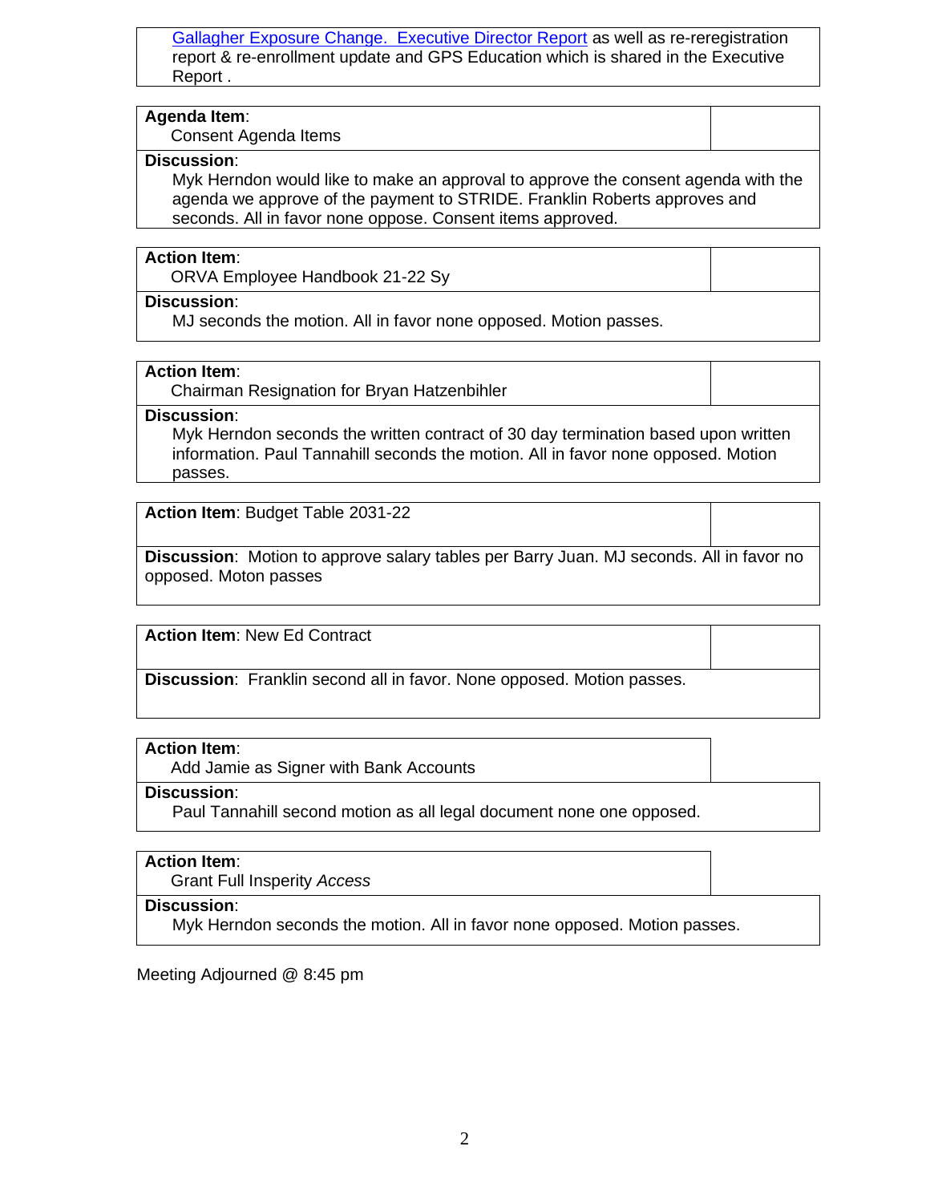Gallagher Exposure Change. Executive Director Report as well as re-reregistration report & re-enrollment update and GPS Education which is shared in the Executive Report .

**Agenda Item**:
Consent Agenda Items

**Discussion**:
Myk Herndon would like to make an approval to approve the consent agenda with the agenda we approve of the payment to STRIDE. Franklin Roberts approves and seconds. All in favor none oppose. Consent items approved.

**Action Item**:
ORVA Employee Handbook 21-22 Sy

**Discussion**:
MJ seconds the motion. All in favor none opposed. Motion passes.

**Action Item**:
Chairman Resignation for Bryan Hatzenbihler

**Discussion**:
Myk Herndon seconds the written contract of 30 day termination based upon written information. Paul Tannahill seconds the motion. All in favor none opposed. Motion passes.

**Action Item**: Budget Table 2031-22

**Discussion**: Motion to approve salary tables per Barry Juan. MJ seconds. All in favor no opposed. Moton passes

**Action Item**: New Ed Contract

**Discussion**: Franklin second all in favor. None opposed. Motion passes.

**Action Item**:
Add Jamie as Signer with Bank Accounts

**Discussion**:
Paul Tannahill second motion as all legal document none one opposed.

**Action Item**:
Grant Full Insperity *Access*

**Discussion**:
Myk Herndon seconds the motion. All in favor none opposed. Motion passes.

Meeting Adjourned @ 8:45 pm